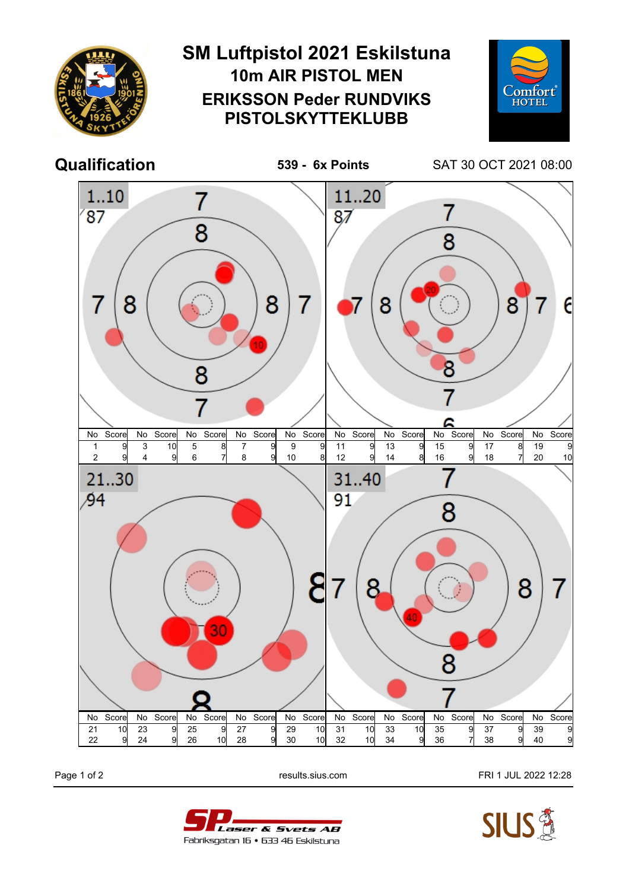# SM Luftpistol 2021 Eskilstuna

## 10m AIR PISTOL MEN

## ERIKSSON Peder RUNDVIKS PISTOLSKYTTEKLUBB

**Qualification** **539 - 6x Points** SAT 30 OCT 2021 08:00

1..10 — 87

| No | Score | No | Score | No | Score | No | Score | No | Score |
|---|---|---|---|---|---|---|---|---|---|
| 1 | 9 | 3 | 10 | 5 | 8 | 7 | 9 | 9 | 9 |
| 2 | 9 | 4 | 9 | 6 | 7 | 8 | 9 | 10 | 8 |

11..20 — 87

| No | Score | No | Score | No | Score | No | Score | No | Score |
|---|---|---|---|---|---|---|---|---|---|
| 11 | 9 | 13 | 9 | 15 | 9 | 17 | 8 | 19 | 9 |
| 12 | 9 | 14 | 8 | 16 | 9 | 18 | 7 | 20 | 10 |

21..30 — 94

| No | Score | No | Score | No | Score | No | Score | No | Score |
|---|---|---|---|---|---|---|---|---|---|
| 21 | 10 | 23 | 9 | 25 | 9 | 27 | 9 | 29 | 10 |
| 22 | 9 | 24 | 9 | 26 | 10 | 28 | 9 | 30 | 10 |

31..40 — 91

| No | Score | No | Score | No | Score | No | Score | No | Score |
|---|---|---|---|---|---|---|---|---|---|
| 31 | 10 | 33 | 10 | 35 | 9 | 37 | 9 | 39 | 9 |
| 32 | 10 | 34 | 9 | 36 | 7 | 38 | 9 | 40 | 9 |

results.sius.com FRI 1 JUL 2022 12:28

SP Laser & Svets AB
Fabriksgatan 16 • 633 46 Eskilstuna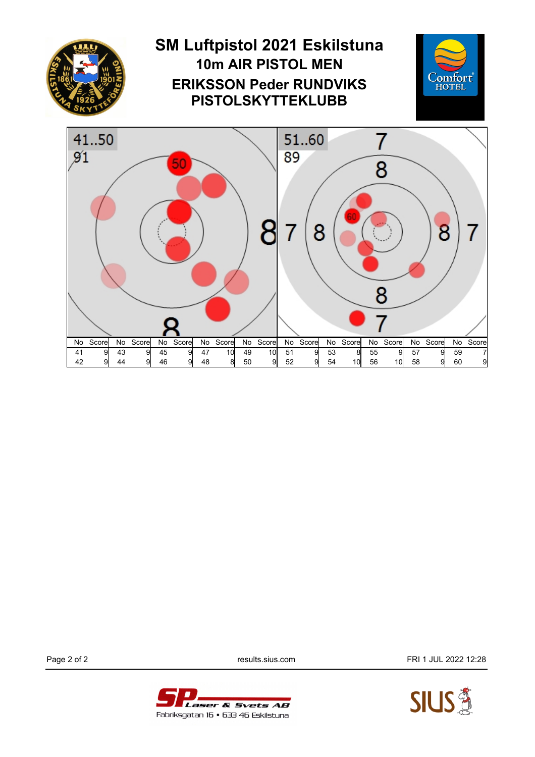# SM Luftpistol 2021 Eskilstuna

## 10m AIR PISTOL MEN

## ERIKSSON Peder RUNDVIKS PISTOLSKYTTEKLUBB

41..50
91

51..60
89

| No | Score | No | Score | No | Score | No | Score | No | Score | No | Score | No | Score | No | Score | No | Score | No | Score |
|---|---|---|---|---|---|---|---|---|---|---|---|---|---|---|---|---|---|---|---|
| 41 | 9 | 43 | 9 | 45 | 9 | 47 | 10 | 49 | 10 | 51 | 9 | 53 | 8 | 55 | 9 | 57 | 9 | 59 | 7 |
| 42 | 9 | 44 | 9 | 46 | 9 | 48 | 8 | 50 | 9 | 52 | 9 | 54 | 10 | 56 | 10 | 58 | 9 | 60 | 9 |

results.sius.com

FRI 1 JUL 2022 12:28

SP Laser & Svets AB
Fabriksgatan 16 • 633 46 Eskilstuna

SIUS